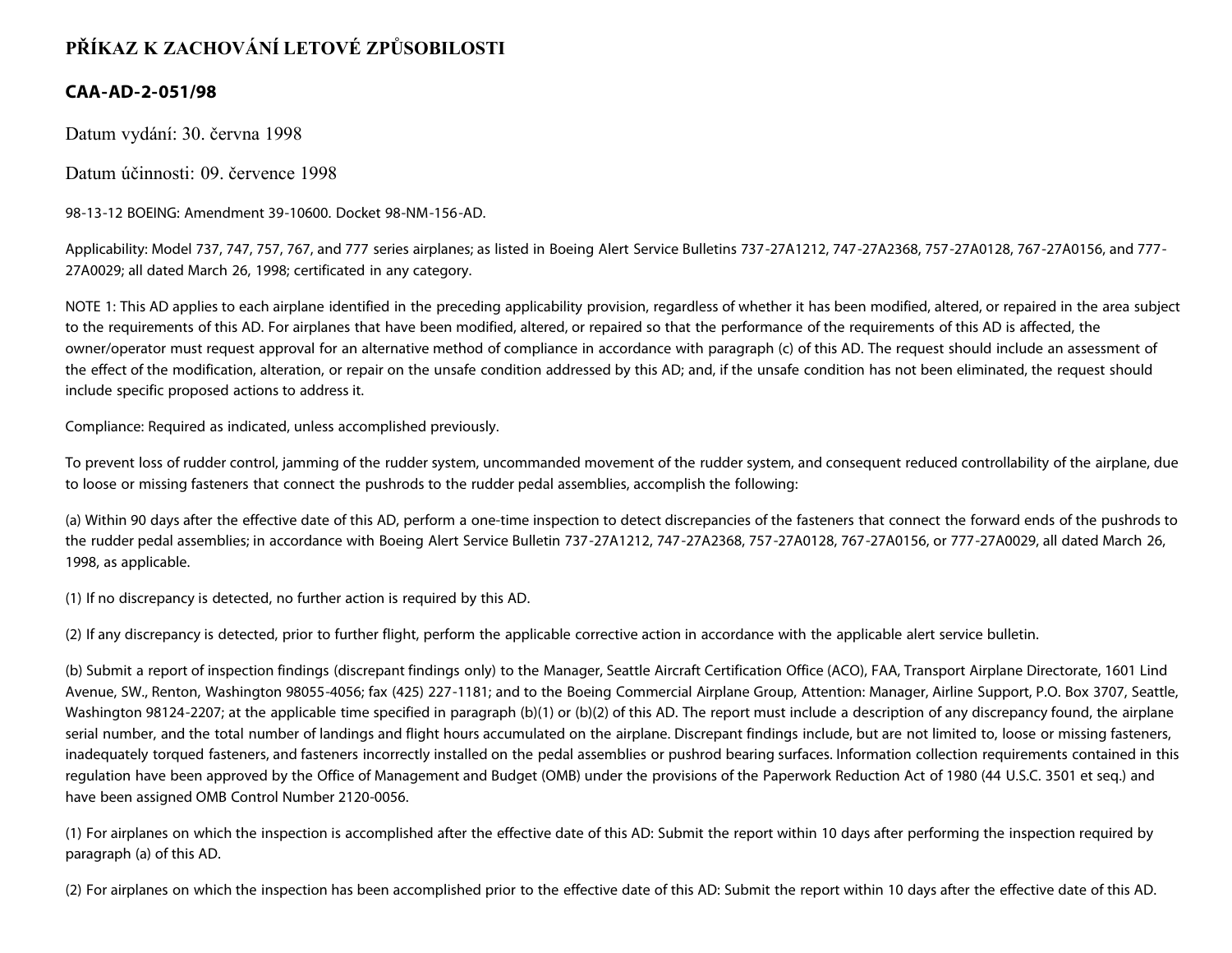# PŘÍKAZ K ZACHOVÁNÍ LETOVÉ ZPŮSOBILOSTI

## CAA-AD-2-051/98

Datum vydání: 30. června 1998

Datum účinnosti: 09. července 1998

98-13-12 BOEING: Amendment 39-10600. Docket 98-NM-156-AD.

Applicability: Model 737, 747, 757, 767, and 777 series airplanes; as listed in Boeing Alert Service Bulletins 737-27A1212, 747-27A2368, 757-27A0128, 767-27A0156, and 777-27A0029; all dated March 26, 1998; certificated in any category.

NOTE 1: This AD applies to each airplane identified in the preceding applicability provision, regardless of whether it has been modified, altered, or repaired in the area subject to the requirements of this AD. For airplanes that have been modified, altered, or repaired so that the performance of the requirements of this AD is affected, the owner/operator must request approval for an alternative method of compliance in accordance with paragraph (c) of this AD. The request should include an assessment of the effect of the modification, alteration, or repair on the unsafe condition addressed by this AD; and, if the unsafe condition has not been eliminated, the request should include specific proposed actions to address it.

Compliance: Required as indicated, unless accomplished previously.

To prevent loss of rudder control, jamming of the rudder system, uncommanded movement of the rudder system, and consequent reduced controllability of the airplane, due to loose or missing fasteners that connect the pushrods to the rudder pedal assemblies, accomplish the following:

(a) Within 90 days after the effective date of this AD, perform a one-time inspection to detect discrepancies of the fasteners that connect the forward ends of the pushrods to the rudder pedal assemblies; in accordance with Boeing Alert Service Bulletin 737-27A1212, 747-27A2368, 757-27A0128, 767-27A0156, or 777-27A0029, all dated March 26, 1998, as applicable.

(1) If no discrepancy is detected, no further action is required by this AD.

(2) If any discrepancy is detected, prior to further flight, perform the applicable corrective action in accordance with the applicable alert service bulletin.

(b) Submit a report of inspection findings (discrepant findings only) to the Manager, Seattle Aircraft Certification Office (ACO), FAA, Transport Airplane Directorate, 1601 Lind Avenue, SW., Renton, Washington 98055-4056; fax (425) 227-1181; and to the Boeing Commercial Airplane Group, Attention: Manager, Airline Support, P.O. Box 3707, Seattle, Washington 98124-2207; at the applicable time specified in paragraph (b)(1) or (b)(2) of this AD. The report must include a description of any discrepancy found, the airplane serial number, and the total number of landings and flight hours accumulated on the airplane. Discrepant findings include, but are not limited to, loose or missing fasteners, inadequately torqued fasteners, and fasteners incorrectly installed on the pedal assemblies or pushrod bearing surfaces. Information collection requirements contained in this regulation have been approved by the Office of Management and Budget (OMB) under the provisions of the Paperwork Reduction Act of 1980 (44 U.S.C. 3501 et seq.) and have been assigned OMB Control Number 2120-0056.

(1) For airplanes on which the inspection is accomplished after the effective date of this AD: Submit the report within 10 days after performing the inspection required by paragraph (a) of this AD.

(2) For airplanes on which the inspection has been accomplished prior to the effective date of this AD: Submit the report within 10 days after the effective date of this AD.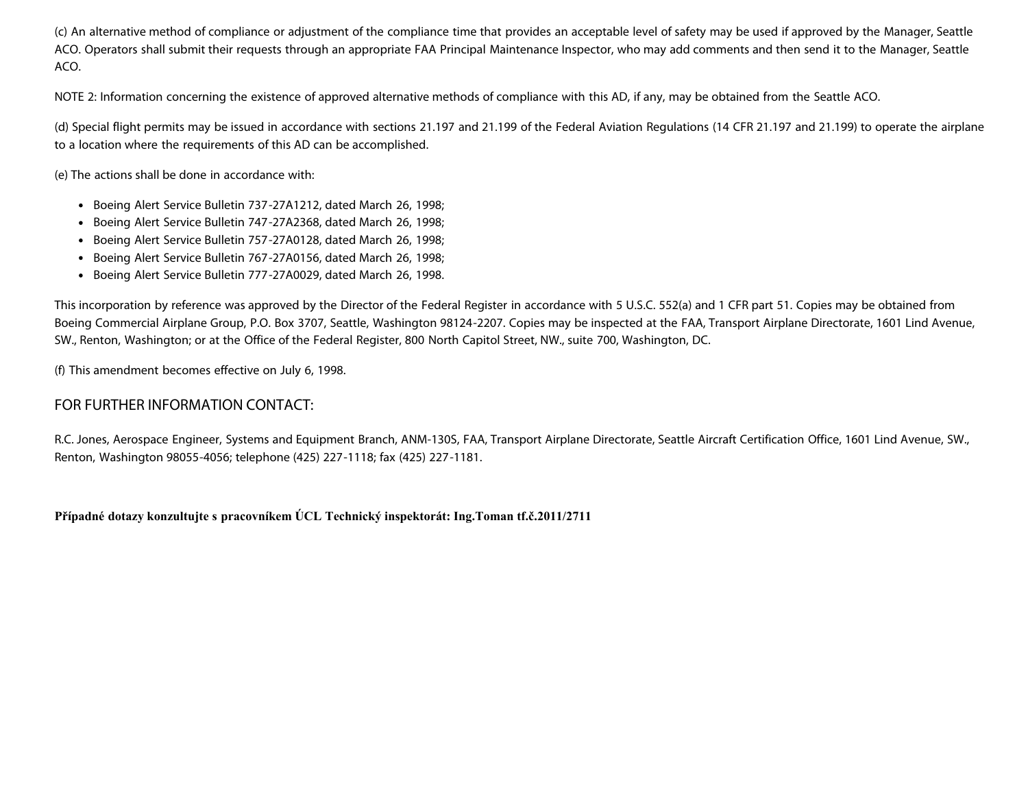(c) An alternative method of compliance or adjustment of the compliance time that provides an acceptable level of safety may be used if approved by the Manager, Seattle ACO. Operators shall submit their requests through an appropriate FAA Principal Maintenance Inspector, who may add comments and then send it to the Manager, Seattle ACO.

NOTE 2: Information concerning the existence of approved alternative methods of compliance with this AD, if any, may be obtained from the Seattle ACO.

(d) Special flight permits may be issued in accordance with sections 21.197 and 21.199 of the Federal Aviation Regulations (14 CFR 21.197 and 21.199) to operate the airplane to a location where the requirements of this AD can be accomplished.

(e) The actions shall be done in accordance with:

- Boeing Alert Service Bulletin 737-27A1212, dated March 26, 1998;
- Boeing Alert Service Bulletin 747-27A2368, dated March 26, 1998;
- Boeing Alert Service Bulletin 757-27A0128, dated March 26, 1998;
- Boeing Alert Service Bulletin 767-27A0156, dated March 26, 1998;
- Boeing Alert Service Bulletin 777-27A0029, dated March 26, 1998.

This incorporation by reference was approved by the Director of the Federal Register in accordance with 5 U.S.C. 552(a) and 1 CFR part 51. Copies may be obtained from Boeing Commercial Airplane Group, P.O. Box 3707, Seattle, Washington 98124-2207. Copies may be inspected at the FAA, Transport Airplane Directorate, 1601 Lind Avenue, SW., Renton, Washington; or at the Office of the Federal Register, 800 North Capitol Street, NW., suite 700, Washington, DC.

(f) This amendment becomes effective on July 6, 1998.

## FOR FURTHER INFORMATION CONTACT:

R.C. Jones, Aerospace Engineer, Systems and Equipment Branch, ANM-130S, FAA, Transport Airplane Directorate, Seattle Aircraft Certification Office, 1601 Lind Avenue, SW., Renton, Washington 98055-4056; telephone (425) 227-1118; fax (425) 227-1181.

**Případné dotazy konzultujte s pracovníkem ÚCL Technický inspektorát: Ing.Toman tf.č.2011/2711**